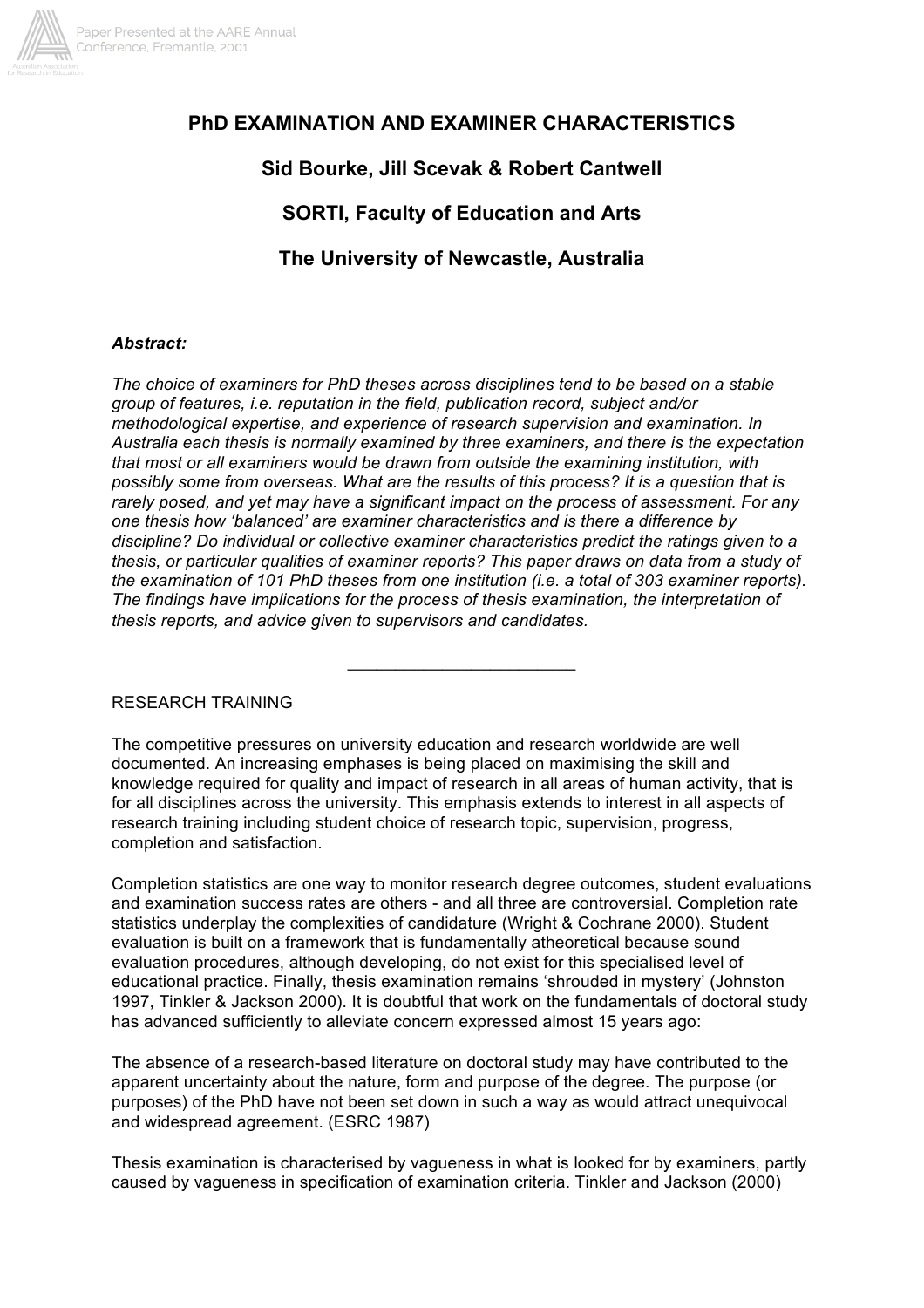# PhD EXAMINATION AND EXAMINER CHARACTERISTICS

**Sid Bourke, Jill Scevak & Robert Cantwell**

**SORTI, Faculty of Education and Arts**

**The University of Newcastle, Australia**

***Abstract:***

*The choice of examiners for PhD theses across disciplines tend to be based on a stable group of features, i.e. reputation in the field, publication record, subject and/or methodological expertise, and experience of research supervision and examination. In Australia each thesis is normally examined by three examiners, and there is the expectation that most or all examiners would be drawn from outside the examining institution, with possibly some from overseas. What are the results of this process? It is a question that is rarely posed, and yet may have a significant impact on the process of assessment. For any one thesis how 'balanced' are examiner characteristics and is there a difference by discipline? Do individual or collective examiner characteristics predict the ratings given to a thesis, or particular qualities of examiner reports? This paper draws on data from a study of the examination of 101 PhD theses from one institution (i.e. a total of 303 examiner reports). The findings have implications for the process of thesis examination, the interpretation of thesis reports, and advice given to supervisors and candidates.*

---

RESEARCH TRAINING

The competitive pressures on university education and research worldwide are well documented. An increasing emphases is being placed on maximising the skill and knowledge required for quality and impact of research in all areas of human activity, that is for all disciplines across the university. This emphasis extends to interest in all aspects of research training including student choice of research topic, supervision, progress, completion and satisfaction.

Completion statistics are one way to monitor research degree outcomes, student evaluations and examination success rates are others - and all three are controversial. Completion rate statistics underplay the complexities of candidature (Wright & Cochrane 2000). Student evaluation is built on a framework that is fundamentally atheoretical because sound evaluation procedures, although developing, do not exist for this specialised level of educational practice. Finally, thesis examination remains 'shrouded in mystery' (Johnston 1997, Tinkler & Jackson 2000). It is doubtful that work on the fundamentals of doctoral study has advanced sufficiently to alleviate concern expressed almost 15 years ago:

The absence of a research-based literature on doctoral study may have contributed to the apparent uncertainty about the nature, form and purpose of the degree. The purpose (or purposes) of the PhD have not been set down in such a way as would attract unequivocal and widespread agreement. (ESRC 1987)

Thesis examination is characterised by vagueness in what is looked for by examiners, partly caused by vagueness in specification of examination criteria. Tinkler and Jackson (2000)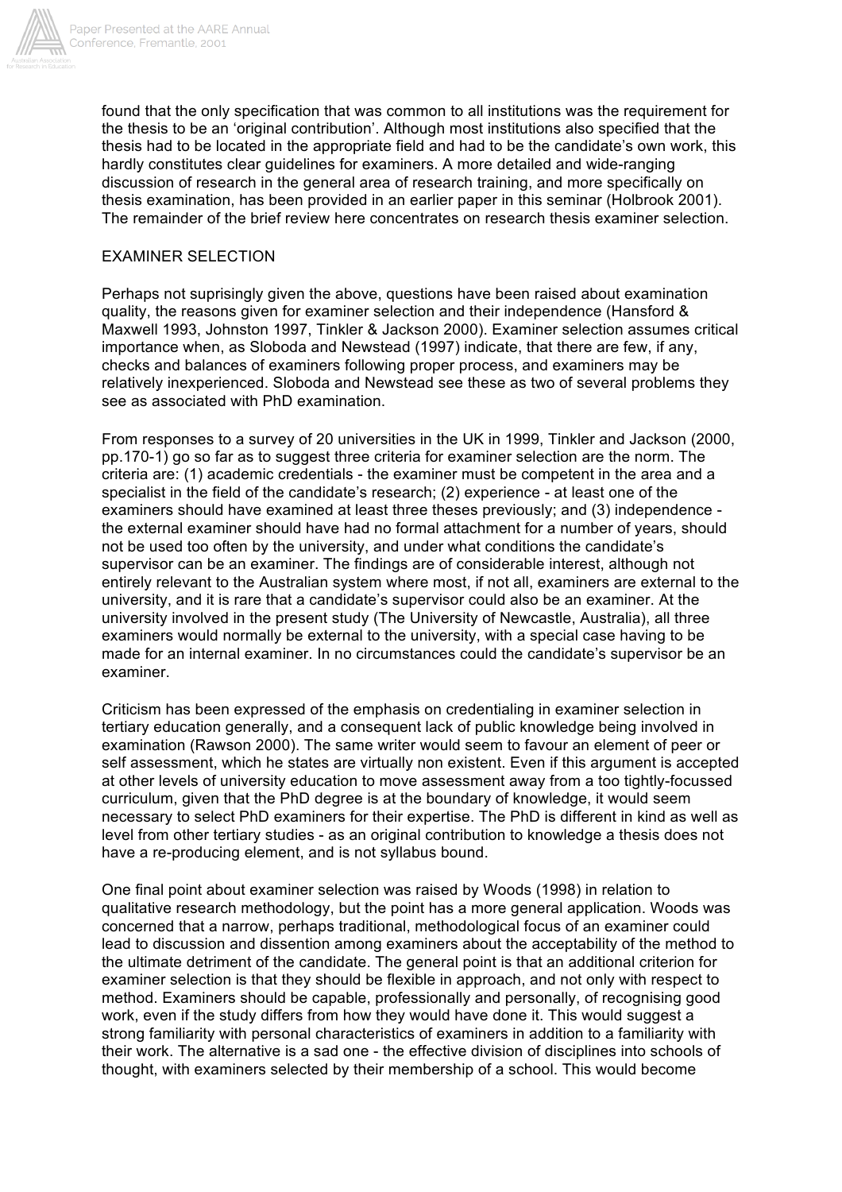found that the only specification that was common to all institutions was the requirement for the thesis to be an 'original contribution'. Although most institutions also specified that the thesis had to be located in the appropriate field and had to be the candidate's own work, this hardly constitutes clear guidelines for examiners. A more detailed and wide-ranging discussion of research in the general area of research training, and more specifically on thesis examination, has been provided in an earlier paper in this seminar (Holbrook 2001). The remainder of the brief review here concentrates on research thesis examiner selection.

## EXAMINER SELECTION

Perhaps not suprisingly given the above, questions have been raised about examination quality, the reasons given for examiner selection and their independence (Hansford & Maxwell 1993, Johnston 1997, Tinkler & Jackson 2000). Examiner selection assumes critical importance when, as Sloboda and Newstead (1997) indicate, that there are few, if any, checks and balances of examiners following proper process, and examiners may be relatively inexperienced. Sloboda and Newstead see these as two of several problems they see as associated with PhD examination.

From responses to a survey of 20 universities in the UK in 1999, Tinkler and Jackson (2000, pp.170-1) go so far as to suggest three criteria for examiner selection are the norm. The criteria are: (1) academic credentials - the examiner must be competent in the area and a specialist in the field of the candidate's research; (2) experience - at least one of the examiners should have examined at least three theses previously; and (3) independence - the external examiner should have had no formal attachment for a number of years, should not be used too often by the university, and under what conditions the candidate's supervisor can be an examiner. The findings are of considerable interest, although not entirely relevant to the Australian system where most, if not all, examiners are external to the university, and it is rare that a candidate's supervisor could also be an examiner. At the university involved in the present study (The University of Newcastle, Australia), all three examiners would normally be external to the university, with a special case having to be made for an internal examiner. In no circumstances could the candidate's supervisor be an examiner.

Criticism has been expressed of the emphasis on credentialing in examiner selection in tertiary education generally, and a consequent lack of public knowledge being involved in examination (Rawson 2000). The same writer would seem to favour an element of peer or self assessment, which he states are virtually non existent. Even if this argument is accepted at other levels of university education to move assessment away from a too tightly-focussed curriculum, given that the PhD degree is at the boundary of knowledge, it would seem necessary to select PhD examiners for their expertise. The PhD is different in kind as well as level from other tertiary studies - as an original contribution to knowledge a thesis does not have a re-producing element, and is not syllabus bound.

One final point about examiner selection was raised by Woods (1998) in relation to qualitative research methodology, but the point has a more general application. Woods was concerned that a narrow, perhaps traditional, methodological focus of an examiner could lead to discussion and dissention among examiners about the acceptability of the method to the ultimate detriment of the candidate. The general point is that an additional criterion for examiner selection is that they should be flexible in approach, and not only with respect to method. Examiners should be capable, professionally and personally, of recognising good work, even if the study differs from how they would have done it. This would suggest a strong familiarity with personal characteristics of examiners in addition to a familiarity with their work. The alternative is a sad one - the effective division of disciplines into schools of thought, with examiners selected by their membership of a school. This would become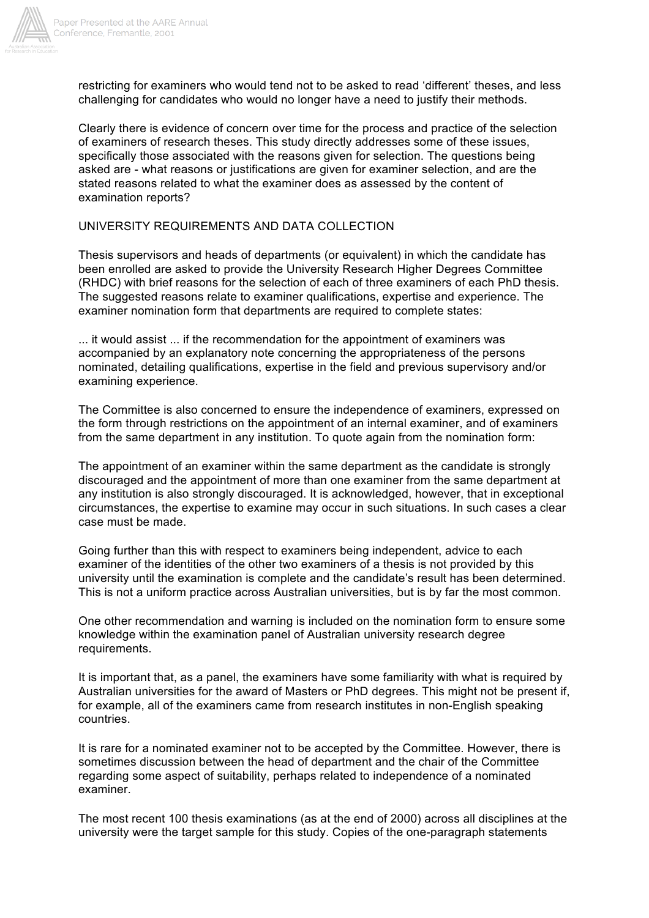restricting for examiners who would tend not to be asked to read 'different' theses, and less challenging for candidates who would no longer have a need to justify their methods.

Clearly there is evidence of concern over time for the process and practice of the selection of examiners of research theses. This study directly addresses some of these issues, specifically those associated with the reasons given for selection. The questions being asked are - what reasons or justifications are given for examiner selection, and are the stated reasons related to what the examiner does as assessed by the content of examination reports?

## UNIVERSITY REQUIREMENTS AND DATA COLLECTION

Thesis supervisors and heads of departments (or equivalent) in which the candidate has been enrolled are asked to provide the University Research Higher Degrees Committee (RHDC) with brief reasons for the selection of each of three examiners of each PhD thesis. The suggested reasons relate to examiner qualifications, expertise and experience. The examiner nomination form that departments are required to complete states:

... it would assist ... if the recommendation for the appointment of examiners was accompanied by an explanatory note concerning the appropriateness of the persons nominated, detailing qualifications, expertise in the field and previous supervisory and/or examining experience.

The Committee is also concerned to ensure the independence of examiners, expressed on the form through restrictions on the appointment of an internal examiner, and of examiners from the same department in any institution. To quote again from the nomination form:

The appointment of an examiner within the same department as the candidate is strongly discouraged and the appointment of more than one examiner from the same department at any institution is also strongly discouraged. It is acknowledged, however, that in exceptional circumstances, the expertise to examine may occur in such situations. In such cases a clear case must be made.

Going further than this with respect to examiners being independent, advice to each examiner of the identities of the other two examiners of a thesis is not provided by this university until the examination is complete and the candidate's result has been determined. This is not a uniform practice across Australian universities, but is by far the most common.

One other recommendation and warning is included on the nomination form to ensure some knowledge within the examination panel of Australian university research degree requirements.

It is important that, as a panel, the examiners have some familiarity with what is required by Australian universities for the award of Masters or PhD degrees. This might not be present if, for example, all of the examiners came from research institutes in non-English speaking countries.

It is rare for a nominated examiner not to be accepted by the Committee. However, there is sometimes discussion between the head of department and the chair of the Committee regarding some aspect of suitability, perhaps related to independence of a nominated examiner.

The most recent 100 thesis examinations (as at the end of 2000) across all disciplines at the university were the target sample for this study. Copies of the one-paragraph statements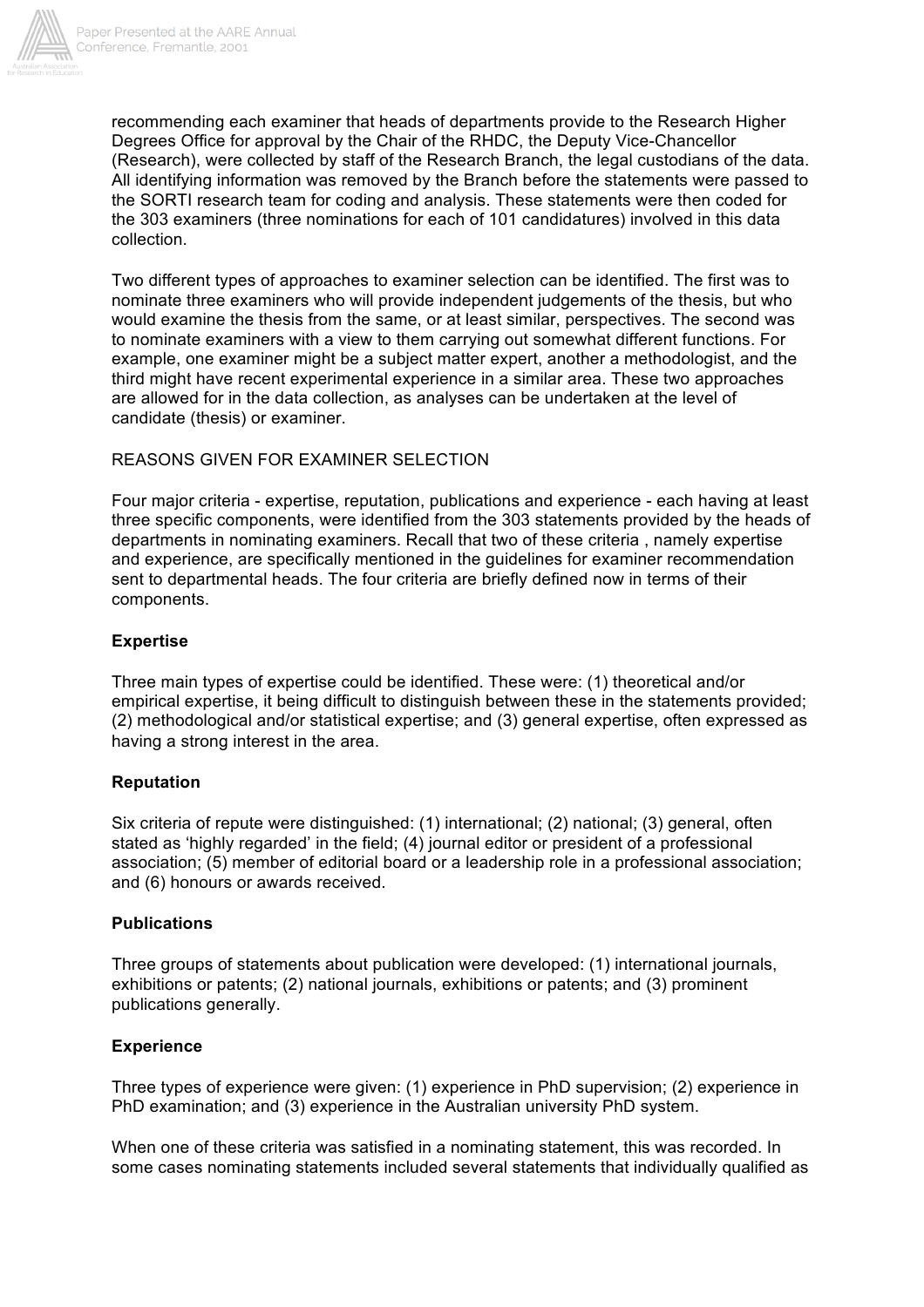recommending each examiner that heads of departments provide to the Research Higher Degrees Office for approval by the Chair of the RHDC, the Deputy Vice-Chancellor (Research), were collected by staff of the Research Branch, the legal custodians of the data. All identifying information was removed by the Branch before the statements were passed to the SORTI research team for coding and analysis. These statements were then coded for the 303 examiners (three nominations for each of 101 candidatures) involved in this data collection.

Two different types of approaches to examiner selection can be identified. The first was to nominate three examiners who will provide independent judgements of the thesis, but who would examine the thesis from the same, or at least similar, perspectives. The second was to nominate examiners with a view to them carrying out somewhat different functions. For example, one examiner might be a subject matter expert, another a methodologist, and the third might have recent experimental experience in a similar area. These two approaches are allowed for in the data collection, as analyses can be undertaken at the level of candidate (thesis) or examiner.

REASONS GIVEN FOR EXAMINER SELECTION

Four major criteria - expertise, reputation, publications and experience - each having at least three specific components, were identified from the 303 statements provided by the heads of departments in nominating examiners. Recall that two of these criteria , namely expertise and experience, are specifically mentioned in the guidelines for examiner recommendation sent to departmental heads. The four criteria are briefly defined now in terms of their components.

**Expertise**

Three main types of expertise could be identified. These were: (1) theoretical and/or empirical expertise, it being difficult to distinguish between these in the statements provided; (2) methodological and/or statistical expertise; and (3) general expertise, often expressed as having a strong interest in the area.

**Reputation**

Six criteria of repute were distinguished: (1) international; (2) national; (3) general, often stated as 'highly regarded' in the field; (4) journal editor or president of a professional association; (5) member of editorial board or a leadership role in a professional association; and (6) honours or awards received.

**Publications**

Three groups of statements about publication were developed: (1) international journals, exhibitions or patents; (2) national journals, exhibitions or patents; and (3) prominent publications generally.

**Experience**

Three types of experience were given: (1) experience in PhD supervision; (2) experience in PhD examination; and (3) experience in the Australian university PhD system.

When one of these criteria was satisfied in a nominating statement, this was recorded. In some cases nominating statements included several statements that individually qualified as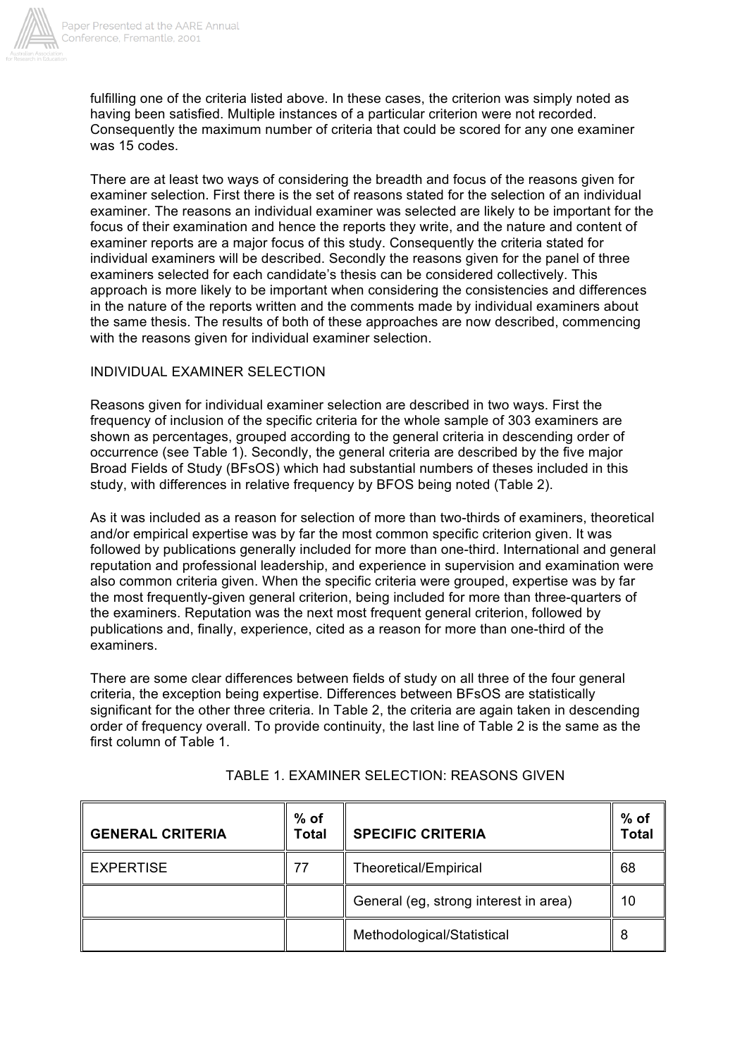fulfilling one of the criteria listed above. In these cases, the criterion was simply noted as having been satisfied. Multiple instances of a particular criterion were not recorded. Consequently the maximum number of criteria that could be scored for any one examiner was 15 codes.

There are at least two ways of considering the breadth and focus of the reasons given for examiner selection. First there is the set of reasons stated for the selection of an individual examiner. The reasons an individual examiner was selected are likely to be important for the focus of their examination and hence the reports they write, and the nature and content of examiner reports are a major focus of this study. Consequently the criteria stated for individual examiners will be described. Secondly the reasons given for the panel of three examiners selected for each candidate's thesis can be considered collectively. This approach is more likely to be important when considering the consistencies and differences in the nature of the reports written and the comments made by individual examiners about the same thesis. The results of both of these approaches are now described, commencing with the reasons given for individual examiner selection.

INDIVIDUAL EXAMINER SELECTION

Reasons given for individual examiner selection are described in two ways. First the frequency of inclusion of the specific criteria for the whole sample of 303 examiners are shown as percentages, grouped according to the general criteria in descending order of occurrence (see Table 1). Secondly, the general criteria are described by the five major Broad Fields of Study (BFsOS) which had substantial numbers of theses included in this study, with differences in relative frequency by BFOS being noted (Table 2).

As it was included as a reason for selection of more than two-thirds of examiners, theoretical and/or empirical expertise was by far the most common specific criterion given. It was followed by publications generally included for more than one-third. International and general reputation and professional leadership, and experience in supervision and examination were also common criteria given. When the specific criteria were grouped, expertise was by far the most frequently-given general criterion, being included for more than three-quarters of the examiners. Reputation was the next most frequent general criterion, followed by publications and, finally, experience, cited as a reason for more than one-third of the examiners.

There are some clear differences between fields of study on all three of the four general criteria, the exception being expertise. Differences between BFsOS are statistically significant for the other three criteria. In Table 2, the criteria are again taken in descending order of frequency overall. To provide continuity, the last line of Table 2 is the same as the first column of Table 1.

TABLE 1. EXAMINER SELECTION: REASONS GIVEN

| GENERAL CRITERIA | % of Total | SPECIFIC CRITERIA | % of Total |
|---|---|---|---|
| EXPERTISE | 77 | Theoretical/Empirical | 68 |
| | | General (eg, strong interest in area) | 10 |
| | | Methodological/Statistical | 8 |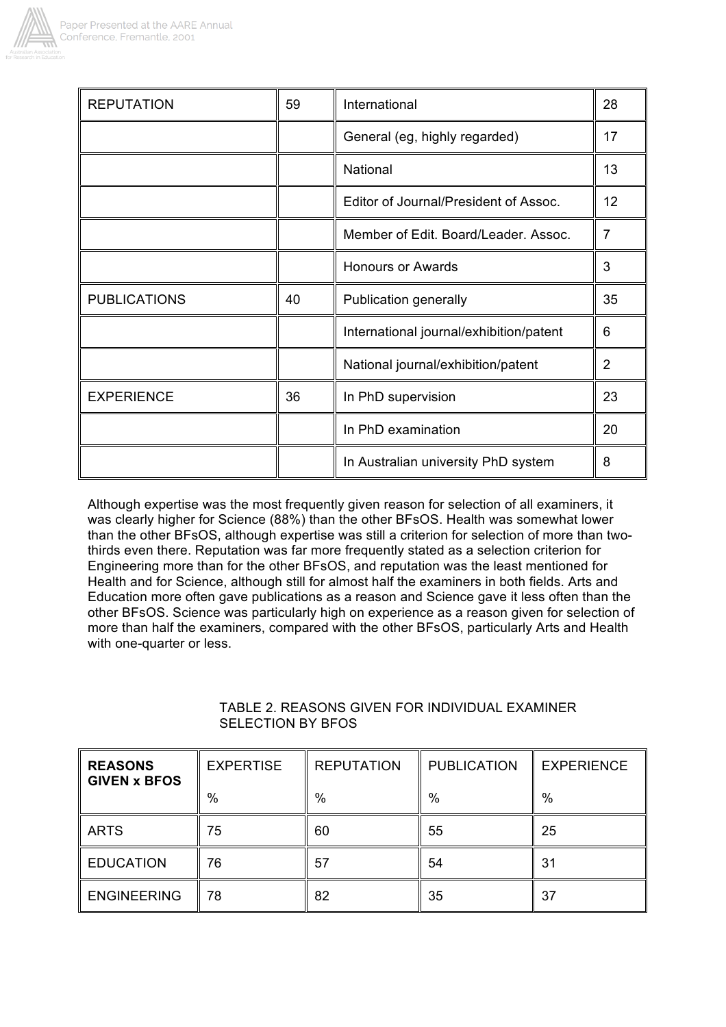| REPUTATION | 59 | International | 28 |
| --- | --- | --- | --- |
| | | General (eg, highly regarded) | 17 |
| | | National | 13 |
| | | Editor of Journal/President of Assoc. | 12 |
| | | Member of Edit. Board/Leader. Assoc. | 7 |
| | | Honours or Awards | 3 |
| PUBLICATIONS | 40 | Publication generally | 35 |
| | | International journal/exhibition/patent | 6 |
| | | National journal/exhibition/patent | 2 |
| EXPERIENCE | 36 | In PhD supervision | 23 |
| | | In PhD examination | 20 |
| | | In Australian university PhD system | 8 |

Although expertise was the most frequently given reason for selection of all examiners, it was clearly higher for Science (88%) than the other BFsOS. Health was somewhat lower than the other BFsOS, although expertise was still a criterion for selection of more than two-thirds even there. Reputation was far more frequently stated as a selection criterion for Engineering more than for the other BFsOS, and reputation was the least mentioned for Health and for Science, although still for almost half the examiners in both fields. Arts and Education more often gave publications as a reason and Science gave it less often than the other BFsOS. Science was particularly high on experience as a reason given for selection of more than half the examiners, compared with the other BFsOS, particularly Arts and Health with one-quarter or less.

TABLE 2. REASONS GIVEN FOR INDIVIDUAL EXAMINER SELECTION BY BFOS

| **REASONS GIVEN x BFOS** | EXPERTISE % | REPUTATION % | PUBLICATION % | EXPERIENCE % |
| --- | --- | --- | --- | --- |
| ARTS | 75 | 60 | 55 | 25 |
| EDUCATION | 76 | 57 | 54 | 31 |
| ENGINEERING | 78 | 82 | 35 | 37 |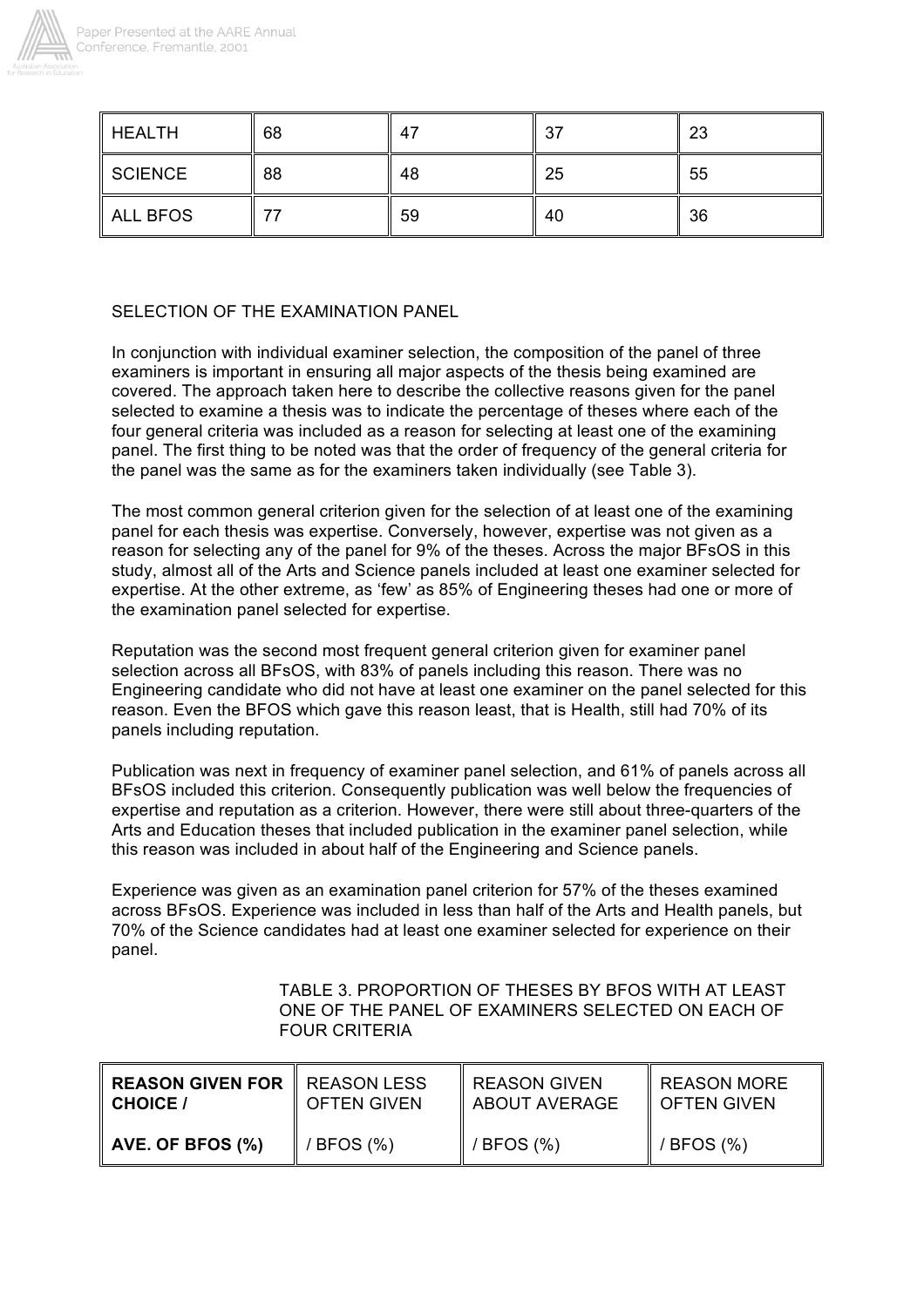| HEALTH | 68 | 47 | 37 | 23 |
|---|---|---|---|---|
| SCIENCE | 88 | 48 | 25 | 55 |
| ALL BFOS | 77 | 59 | 40 | 36 |

SELECTION OF THE EXAMINATION PANEL

In conjunction with individual examiner selection, the composition of the panel of three examiners is important in ensuring all major aspects of the thesis being examined are covered. The approach taken here to describe the collective reasons given for the panel selected to examine a thesis was to indicate the percentage of theses where each of the four general criteria was included as a reason for selecting at least one of the examining panel. The first thing to be noted was that the order of frequency of the general criteria for the panel was the same as for the examiners taken individually (see Table 3).

The most common general criterion given for the selection of at least one of the examining panel for each thesis was expertise. Conversely, however, expertise was not given as a reason for selecting any of the panel for 9% of the theses. Across the major BFsOS in this study, almost all of the Arts and Science panels included at least one examiner selected for expertise. At the other extreme, as 'few' as 85% of Engineering theses had one or more of the examination panel selected for expertise.

Reputation was the second most frequent general criterion given for examiner panel selection across all BFsOS, with 83% of panels including this reason. There was no Engineering candidate who did not have at least one examiner on the panel selected for this reason. Even the BFOS which gave this reason least, that is Health, still had 70% of its panels including reputation.

Publication was next in frequency of examiner panel selection, and 61% of panels across all BFsOS included this criterion. Consequently publication was well below the frequencies of expertise and reputation as a criterion. However, there were still about three-quarters of the Arts and Education theses that included publication in the examiner panel selection, while this reason was included in about half of the Engineering and Science panels.

Experience was given as an examination panel criterion for 57% of the theses examined across BFsOS. Experience was included in less than half of the Arts and Health panels, but 70% of the Science candidates had at least one examiner selected for experience on their panel.

TABLE 3. PROPORTION OF THESES BY BFOS WITH AT LEAST ONE OF THE PANEL OF EXAMINERS SELECTED ON EACH OF FOUR CRITERIA

| **REASON GIVEN FOR CHOICE /** **AVE. OF BFOS (%)** | REASON LESS OFTEN GIVEN / BFOS (%) | REASON GIVEN ABOUT AVERAGE / BFOS (%) | REASON MORE OFTEN GIVEN / BFOS (%) |
|---|---|---|---|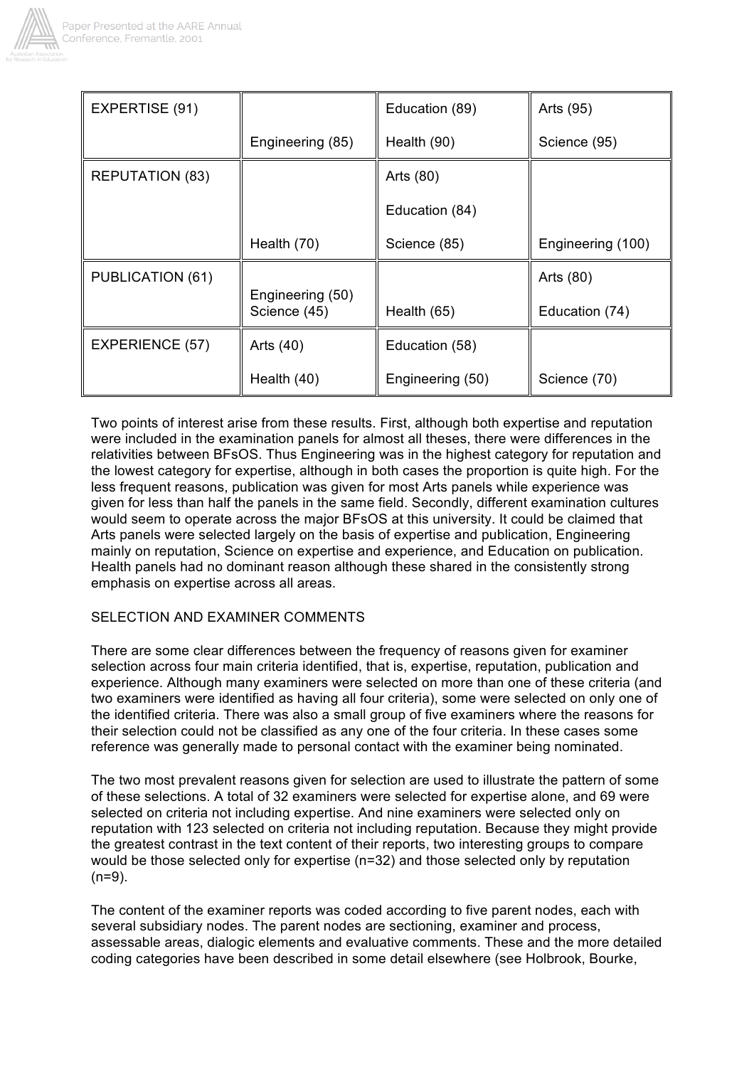| | | | |
|---|---|---|---|
| EXPERTISE (91) | Engineering (85) | Education (89)<br>Health (90) | Arts (95)<br>Science (95) |
| REPUTATION (83) | Health (70) | Arts (80)<br>Education (84)<br>Science (85) | Engineering (100) |
| PUBLICATION (61) | Engineering (50)<br>Science (45) | Health (65) | Arts (80)<br>Education (74) |
| EXPERIENCE (57) | Arts (40)<br>Health (40) | Education (58)<br>Engineering (50) | Science (70) |

Two points of interest arise from these results. First, although both expertise and reputation were included in the examination panels for almost all theses, there were differences in the relativities between BFsOS. Thus Engineering was in the highest category for reputation and the lowest category for expertise, although in both cases the proportion is quite high. For the less frequent reasons, publication was given for most Arts panels while experience was given for less than half the panels in the same field. Secondly, different examination cultures would seem to operate across the major BFsOS at this university. It could be claimed that Arts panels were selected largely on the basis of expertise and publication, Engineering mainly on reputation, Science on expertise and experience, and Education on publication. Health panels had no dominant reason although these shared in the consistently strong emphasis on expertise across all areas.

SELECTION AND EXAMINER COMMENTS

There are some clear differences between the frequency of reasons given for examiner selection across four main criteria identified, that is, expertise, reputation, publication and experience. Although many examiners were selected on more than one of these criteria (and two examiners were identified as having all four criteria), some were selected on only one of the identified criteria. There was also a small group of five examiners where the reasons for their selection could not be classified as any one of the four criteria. In these cases some reference was generally made to personal contact with the examiner being nominated.

The two most prevalent reasons given for selection are used to illustrate the pattern of some of these selections. A total of 32 examiners were selected for expertise alone, and 69 were selected on criteria not including expertise. And nine examiners were selected only on reputation with 123 selected on criteria not including reputation. Because they might provide the greatest contrast in the text content of their reports, two interesting groups to compare would be those selected only for expertise (n=32) and those selected only by reputation (n=9).

The content of the examiner reports was coded according to five parent nodes, each with several subsidiary nodes. The parent nodes are sectioning, examiner and process, assessable areas, dialogic elements and evaluative comments. These and the more detailed coding categories have been described in some detail elsewhere (see Holbrook, Bourke,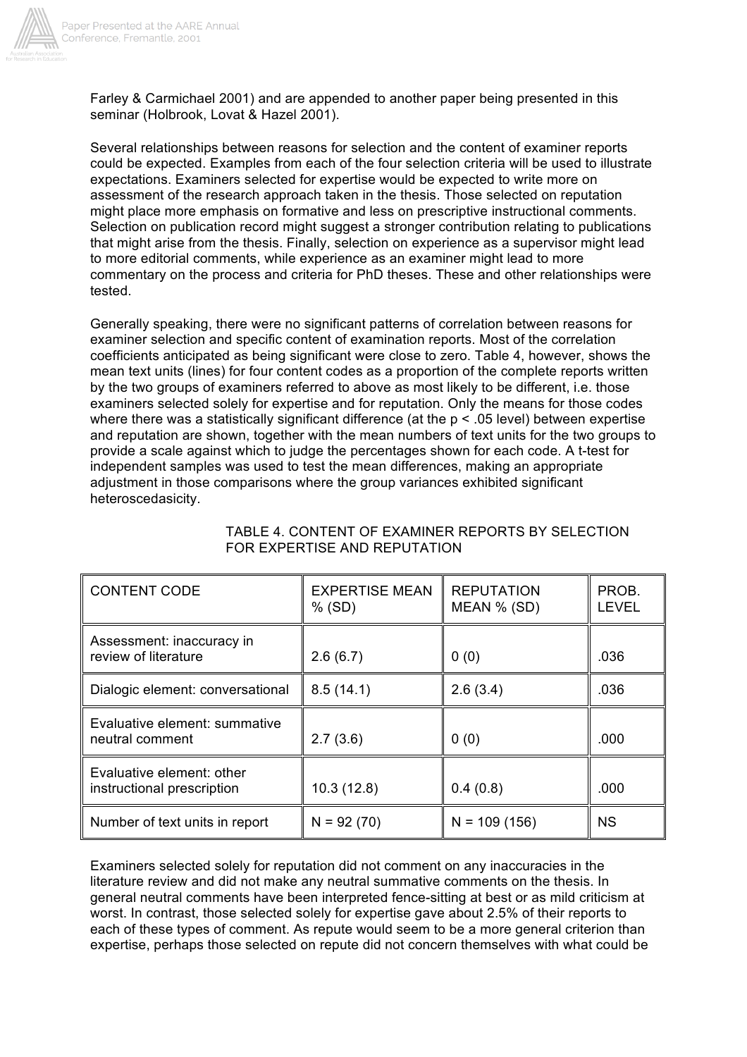Farley & Carmichael 2001) and are appended to another paper being presented in this seminar (Holbrook, Lovat & Hazel 2001).

Several relationships between reasons for selection and the content of examiner reports could be expected. Examples from each of the four selection criteria will be used to illustrate expectations. Examiners selected for expertise would be expected to write more on assessment of the research approach taken in the thesis. Those selected on reputation might place more emphasis on formative and less on prescriptive instructional comments. Selection on publication record might suggest a stronger contribution relating to publications that might arise from the thesis. Finally, selection on experience as a supervisor might lead to more editorial comments, while experience as an examiner might lead to more commentary on the process and criteria for PhD theses. These and other relationships were tested.

Generally speaking, there were no significant patterns of correlation between reasons for examiner selection and specific content of examination reports. Most of the correlation coefficients anticipated as being significant were close to zero. Table 4, however, shows the mean text units (lines) for four content codes as a proportion of the complete reports written by the two groups of examiners referred to above as most likely to be different, i.e. those examiners selected solely for expertise and for reputation. Only the means for those codes where there was a statistically significant difference (at the $p < .05$ level) between expertise and reputation are shown, together with the mean numbers of text units for the two groups to provide a scale against which to judge the percentages shown for each code. A t-test for independent samples was used to test the mean differences, making an appropriate adjustment in those comparisons where the group variances exhibited significant heteroscedasicity.

TABLE 4. CONTENT OF EXAMINER REPORTS BY SELECTION FOR EXPERTISE AND REPUTATION

| CONTENT CODE | EXPERTISE MEAN % (SD) | REPUTATION MEAN % (SD) | PROB. LEVEL |
|---|---|---|---|
| Assessment: inaccuracy in review of literature | 2.6 (6.7) | 0 (0) | .036 |
| Dialogic element: conversational | 8.5 (14.1) | 2.6 (3.4) | .036 |
| Evaluative element: summative neutral comment | 2.7 (3.6) | 0 (0) | .000 |
| Evaluative element: other instructional prescription | 10.3 (12.8) | 0.4 (0.8) | .000 |
| Number of text units in report | N = 92 (70) | N = 109 (156) | NS |

Examiners selected solely for reputation did not comment on any inaccuracies in the literature review and did not make any neutral summative comments on the thesis. In general neutral comments have been interpreted fence-sitting at best or as mild criticism at worst. In contrast, those selected solely for expertise gave about 2.5% of their reports to each of these types of comment. As repute would seem to be a more general criterion than expertise, perhaps those selected on repute did not concern themselves with what could be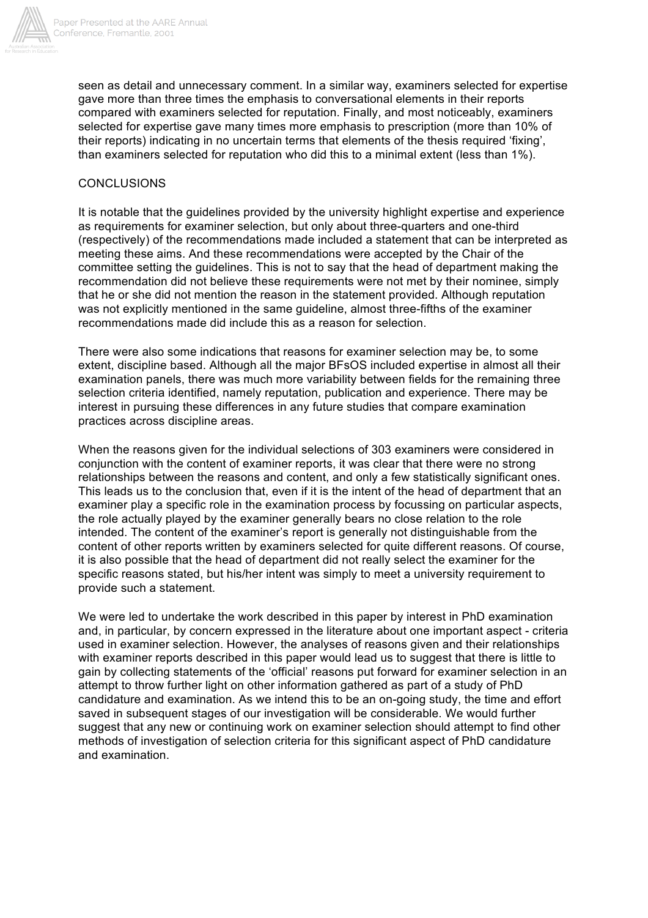seen as detail and unnecessary comment. In a similar way, examiners selected for expertise gave more than three times the emphasis to conversational elements in their reports compared with examiners selected for reputation. Finally, and most noticeably, examiners selected for expertise gave many times more emphasis to prescription (more than 10% of their reports) indicating in no uncertain terms that elements of the thesis required 'fixing', than examiners selected for reputation who did this to a minimal extent (less than 1%).

## CONCLUSIONS

It is notable that the guidelines provided by the university highlight expertise and experience as requirements for examiner selection, but only about three-quarters and one-third (respectively) of the recommendations made included a statement that can be interpreted as meeting these aims. And these recommendations were accepted by the Chair of the committee setting the guidelines. This is not to say that the head of department making the recommendation did not believe these requirements were not met by their nominee, simply that he or she did not mention the reason in the statement provided. Although reputation was not explicitly mentioned in the same guideline, almost three-fifths of the examiner recommendations made did include this as a reason for selection.

There were also some indications that reasons for examiner selection may be, to some extent, discipline based. Although all the major BFsOS included expertise in almost all their examination panels, there was much more variability between fields for the remaining three selection criteria identified, namely reputation, publication and experience. There may be interest in pursuing these differences in any future studies that compare examination practices across discipline areas.

When the reasons given for the individual selections of 303 examiners were considered in conjunction with the content of examiner reports, it was clear that there were no strong relationships between the reasons and content, and only a few statistically significant ones. This leads us to the conclusion that, even if it is the intent of the head of department that an examiner play a specific role in the examination process by focussing on particular aspects, the role actually played by the examiner generally bears no close relation to the role intended. The content of the examiner's report is generally not distinguishable from the content of other reports written by examiners selected for quite different reasons. Of course, it is also possible that the head of department did not really select the examiner for the specific reasons stated, but his/her intent was simply to meet a university requirement to provide such a statement.

We were led to undertake the work described in this paper by interest in PhD examination and, in particular, by concern expressed in the literature about one important aspect - criteria used in examiner selection. However, the analyses of reasons given and their relationships with examiner reports described in this paper would lead us to suggest that there is little to gain by collecting statements of the 'official' reasons put forward for examiner selection in an attempt to throw further light on other information gathered as part of a study of PhD candidature and examination. As we intend this to be an on-going study, the time and effort saved in subsequent stages of our investigation will be considerable. We would further suggest that any new or continuing work on examiner selection should attempt to find other methods of investigation of selection criteria for this significant aspect of PhD candidature and examination.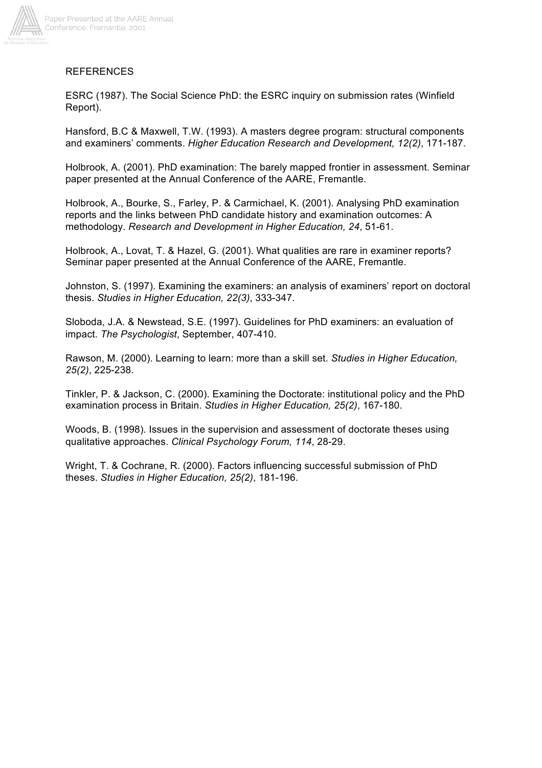# REFERENCES

ESRC (1987). The Social Science PhD: the ESRC inquiry on submission rates (Winfield Report).

Hansford, B.C & Maxwell, T.W. (1993). A masters degree program: structural components and examiners' comments. *Higher Education Research and Development, 12(2)*, 171-187.

Holbrook, A. (2001). PhD examination: The barely mapped frontier in assessment. Seminar paper presented at the Annual Conference of the AARE, Fremantle.

Holbrook, A., Bourke, S., Farley, P. & Carmichael, K. (2001). Analysing PhD examination reports and the links between PhD candidate history and examination outcomes: A methodology. *Research and Development in Higher Education, 24*, 51-61.

Holbrook, A., Lovat, T. & Hazel, G. (2001). What qualities are rare in examiner reports? Seminar paper presented at the Annual Conference of the AARE, Fremantle.

Johnston, S. (1997). Examining the examiners: an analysis of examiners' report on doctoral thesis. *Studies in Higher Education, 22(3)*, 333-347.

Sloboda, J.A. & Newstead, S.E. (1997). Guidelines for PhD examiners: an evaluation of impact. *The Psychologist*, September, 407-410.

Rawson, M. (2000). Learning to learn: more than a skill set. *Studies in Higher Education, 25(2)*, 225-238.

Tinkler, P. & Jackson, C. (2000). Examining the Doctorate: institutional policy and the PhD examination process in Britain. *Studies in Higher Education, 25(2)*, 167-180.

Woods, B. (1998). Issues in the supervision and assessment of doctorate theses using qualitative approaches. *Clinical Psychology Forum, 114*, 28-29.

Wright, T. & Cochrane, R. (2000). Factors influencing successful submission of PhD theses. *Studies in Higher Education, 25(2)*, 181-196.